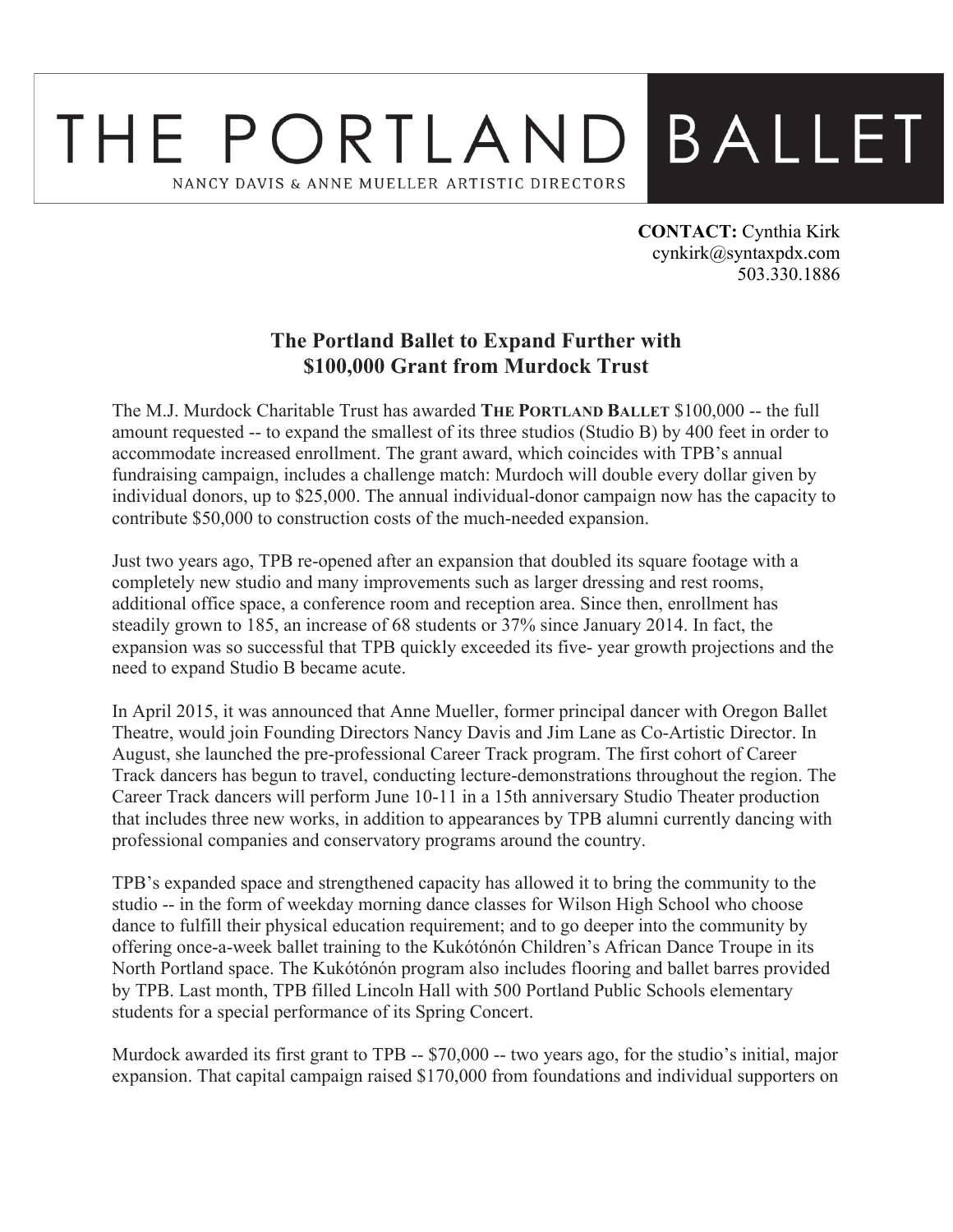# THE PORTLAND BALLET

NANCY DAVIS & ANNE MUELLER ARTISTIC DIRECTORS

**CONTACT:** Cynthia Kirk
cynkirk@syntaxpdx.com
503.330.1886

## The Portland Ballet to Expand Further with $100,000 Grant from Murdock Trust

The M.J. Murdock Charitable Trust has awarded **THE PORTLAND BALLET** $100,000 -- the full amount requested -- to expand the smallest of its three studios (Studio B) by 400 feet in order to accommodate increased enrollment. The grant award, which coincides with TPB's annual fundraising campaign, includes a challenge match: Murdoch will double every dollar given by individual donors, up to $25,000. The annual individual-donor campaign now has the capacity to contribute $50,000 to construction costs of the much-needed expansion.

Just two years ago, TPB re-opened after an expansion that doubled its square footage with a completely new studio and many improvements such as larger dressing and rest rooms, additional office space, a conference room and reception area. Since then, enrollment has steadily grown to 185, an increase of 68 students or 37% since January 2014. In fact, the expansion was so successful that TPB quickly exceeded its five- year growth projections and the need to expand Studio B became acute.

In April 2015, it was announced that Anne Mueller, former principal dancer with Oregon Ballet Theatre, would join Founding Directors Nancy Davis and Jim Lane as Co-Artistic Director. In August, she launched the pre-professional Career Track program. The first cohort of Career Track dancers has begun to travel, conducting lecture-demonstrations throughout the region. The Career Track dancers will perform June 10-11 in a 15th anniversary Studio Theater production that includes three new works, in addition to appearances by TPB alumni currently dancing with professional companies and conservatory programs around the country.

TPB's expanded space and strengthened capacity has allowed it to bring the community to the studio -- in the form of weekday morning dance classes for Wilson High School who choose dance to fulfill their physical education requirement; and to go deeper into the community by offering once-a-week ballet training to the Kukótónón Children's African Dance Troupe in its North Portland space. The Kukótónón program also includes flooring and ballet barres provided by TPB. Last month, TPB filled Lincoln Hall with 500 Portland Public Schools elementary students for a special performance of its Spring Concert.

Murdock awarded its first grant to TPB -- $70,000 -- two years ago, for the studio's initial, major expansion. That capital campaign raised $170,000 from foundations and individual supporters on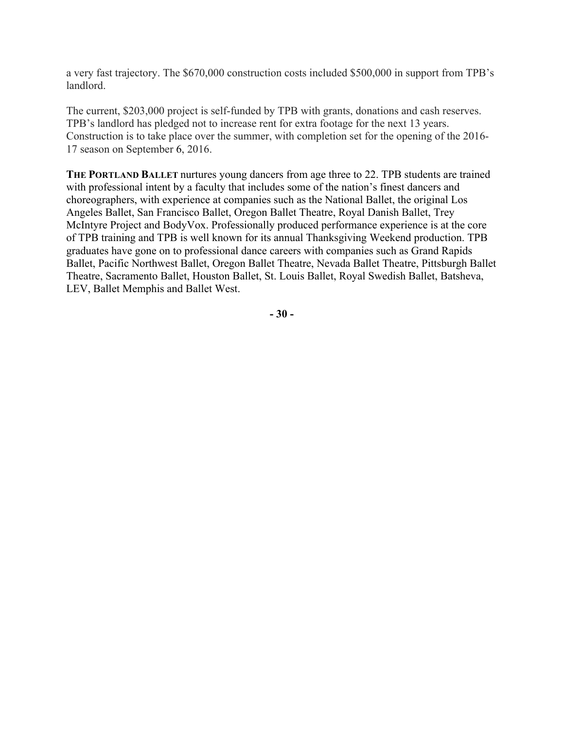a very fast trajectory. The $670,000 construction costs included $500,000 in support from TPB's landlord.

The current, $203,000 project is self-funded by TPB with grants, donations and cash reserves. TPB's landlord has pledged not to increase rent for extra footage for the next 13 years. Construction is to take place over the summer, with completion set for the opening of the 2016-17 season on September 6, 2016.

**THE PORTLAND BALLET** nurtures young dancers from age three to 22. TPB students are trained with professional intent by a faculty that includes some of the nation's finest dancers and choreographers, with experience at companies such as the National Ballet, the original Los Angeles Ballet, San Francisco Ballet, Oregon Ballet Theatre, Royal Danish Ballet, Trey McIntyre Project and BodyVox. Professionally produced performance experience is at the core of TPB training and TPB is well known for its annual Thanksgiving Weekend production. TPB graduates have gone on to professional dance careers with companies such as Grand Rapids Ballet, Pacific Northwest Ballet, Oregon Ballet Theatre, Nevada Ballet Theatre, Pittsburgh Ballet Theatre, Sacramento Ballet, Houston Ballet, St. Louis Ballet, Royal Swedish Ballet, Batsheva, LEV, Ballet Memphis and Ballet West.

**- 30 -**